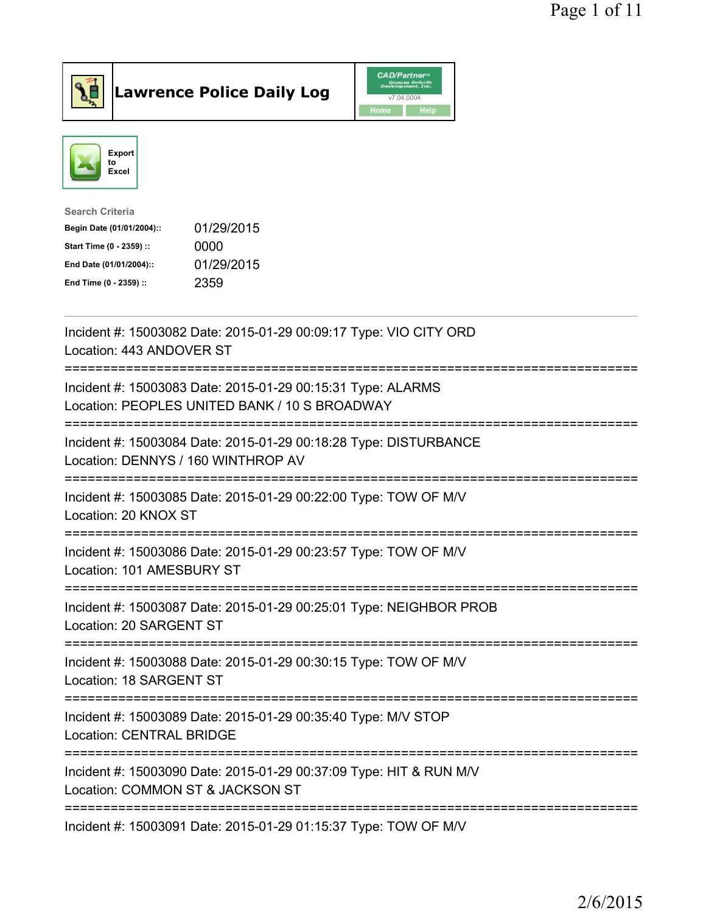# Lawrence Police Daily Log

Export to Excel

**Search Criteria**

| | |
|---|---|
| Begin Date (01/01/2004):: | 01/29/2015 |
| Start Time (0 - 2359) :: | 0000 |
| End Date (01/01/2004):: | 01/29/2015 |
| End Time (0 - 2359) :: | 2359 |

---

Incident #: 15003082 Date: 2015-01-29 00:09:17 Type: VIO CITY ORD
Location: 443 ANDOVER ST

===========================================================================

Incident #: 15003083 Date: 2015-01-29 00:15:31 Type: ALARMS
Location: PEOPLES UNITED BANK / 10 S BROADWAY

===========================================================================

Incident #: 15003084 Date: 2015-01-29 00:18:28 Type: DISTURBANCE
Location: DENNYS / 160 WINTHROP AV

===========================================================================

Incident #: 15003085 Date: 2015-01-29 00:22:00 Type: TOW OF M/V
Location: 20 KNOX ST

===========================================================================

Incident #: 15003086 Date: 2015-01-29 00:23:57 Type: TOW OF M/V
Location: 101 AMESBURY ST

===========================================================================

Incident #: 15003087 Date: 2015-01-29 00:25:01 Type: NEIGHBOR PROB
Location: 20 SARGENT ST

===========================================================================

Incident #: 15003088 Date: 2015-01-29 00:30:15 Type: TOW OF M/V
Location: 18 SARGENT ST

===========================================================================

Incident #: 15003089 Date: 2015-01-29 00:35:40 Type: M/V STOP
Location: CENTRAL BRIDGE

===========================================================================

Incident #: 15003090 Date: 2015-01-29 00:37:09 Type: HIT & RUN M/V
Location: COMMON ST & JACKSON ST

===========================================================================

Incident #: 15003091 Date: 2015-01-29 01:15:37 Type: TOW OF M/V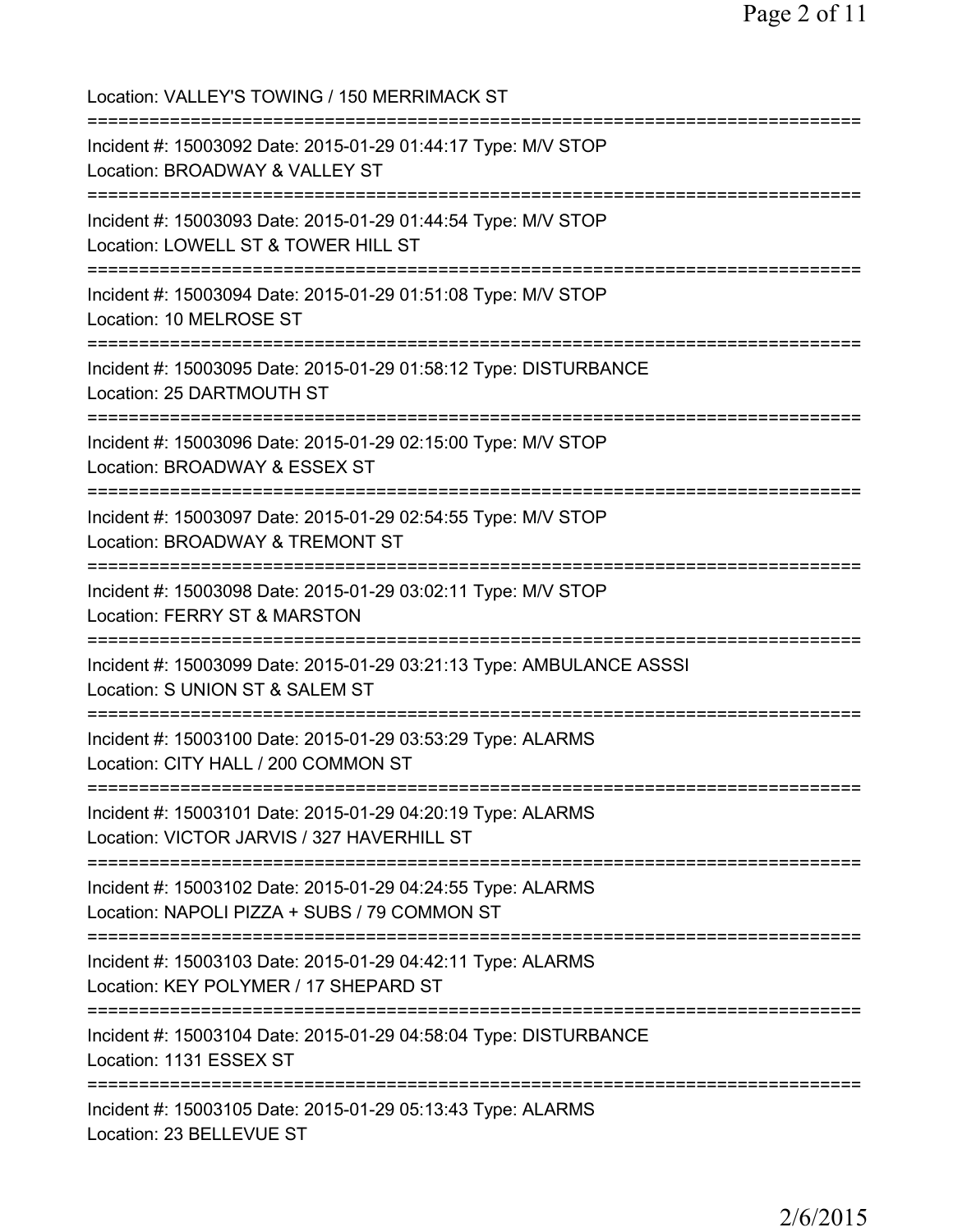Location: VALLEY'S TOWING / 150 MERRIMACK ST

===========================================================================

Incident #: 15003092 Date: 2015-01-29 01:44:17 Type: M/V STOP
Location: BROADWAY & VALLEY ST

===========================================================================

Incident #: 15003093 Date: 2015-01-29 01:44:54 Type: M/V STOP
Location: LOWELL ST & TOWER HILL ST

===========================================================================

Incident #: 15003094 Date: 2015-01-29 01:51:08 Type: M/V STOP
Location: 10 MELROSE ST

===========================================================================

Incident #: 15003095 Date: 2015-01-29 01:58:12 Type: DISTURBANCE
Location: 25 DARTMOUTH ST

===========================================================================

Incident #: 15003096 Date: 2015-01-29 02:15:00 Type: M/V STOP
Location: BROADWAY & ESSEX ST

===========================================================================

Incident #: 15003097 Date: 2015-01-29 02:54:55 Type: M/V STOP
Location: BROADWAY & TREMONT ST

===========================================================================

Incident #: 15003098 Date: 2015-01-29 03:02:11 Type: M/V STOP
Location: FERRY ST & MARSTON

===========================================================================

Incident #: 15003099 Date: 2015-01-29 03:21:13 Type: AMBULANCE ASSSI
Location: S UNION ST & SALEM ST

===========================================================================

Incident #: 15003100 Date: 2015-01-29 03:53:29 Type: ALARMS
Location: CITY HALL / 200 COMMON ST

===========================================================================

Incident #: 15003101 Date: 2015-01-29 04:20:19 Type: ALARMS
Location: VICTOR JARVIS / 327 HAVERHILL ST

===========================================================================

Incident #: 15003102 Date: 2015-01-29 04:24:55 Type: ALARMS
Location: NAPOLI PIZZA + SUBS / 79 COMMON ST

===========================================================================

Incident #: 15003103 Date: 2015-01-29 04:42:11 Type: ALARMS
Location: KEY POLYMER / 17 SHEPARD ST

===========================================================================

Incident #: 15003104 Date: 2015-01-29 04:58:04 Type: DISTURBANCE
Location: 1131 ESSEX ST

===========================================================================

Incident #: 15003105 Date: 2015-01-29 05:13:43 Type: ALARMS
Location: 23 BELLEVUE ST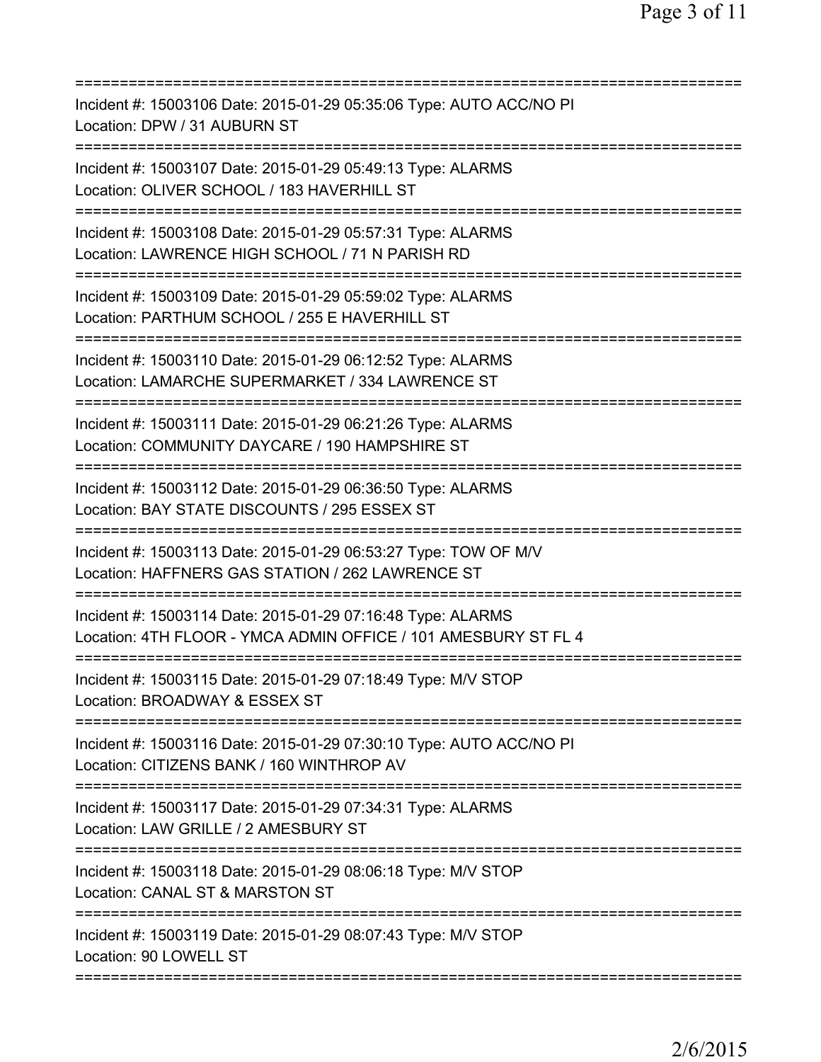===========================================================================
Incident #: 15003106 Date: 2015-01-29 05:35:06 Type: AUTO ACC/NO PI
Location: DPW / 31 AUBURN ST
===========================================================================
Incident #: 15003107 Date: 2015-01-29 05:49:13 Type: ALARMS
Location: OLIVER SCHOOL / 183 HAVERHILL ST
===========================================================================
Incident #: 15003108 Date: 2015-01-29 05:57:31 Type: ALARMS
Location: LAWRENCE HIGH SCHOOL / 71 N PARISH RD
===========================================================================
Incident #: 15003109 Date: 2015-01-29 05:59:02 Type: ALARMS
Location: PARTHUM SCHOOL / 255 E HAVERHILL ST
===========================================================================
Incident #: 15003110 Date: 2015-01-29 06:12:52 Type: ALARMS
Location: LAMARCHE SUPERMARKET / 334 LAWRENCE ST
===========================================================================
Incident #: 15003111 Date: 2015-01-29 06:21:26 Type: ALARMS
Location: COMMUNITY DAYCARE / 190 HAMPSHIRE ST
===========================================================================
Incident #: 15003112 Date: 2015-01-29 06:36:50 Type: ALARMS
Location: BAY STATE DISCOUNTS / 295 ESSEX ST
===========================================================================
Incident #: 15003113 Date: 2015-01-29 06:53:27 Type: TOW OF M/V
Location: HAFFNERS GAS STATION / 262 LAWRENCE ST
===========================================================================
Incident #: 15003114 Date: 2015-01-29 07:16:48 Type: ALARMS
Location: 4TH FLOOR - YMCA ADMIN OFFICE / 101 AMESBURY ST FL 4
===========================================================================
Incident #: 15003115 Date: 2015-01-29 07:18:49 Type: M/V STOP
Location: BROADWAY & ESSEX ST
===========================================================================
Incident #: 15003116 Date: 2015-01-29 07:30:10 Type: AUTO ACC/NO PI
Location: CITIZENS BANK / 160 WINTHROP AV
===========================================================================
Incident #: 15003117 Date: 2015-01-29 07:34:31 Type: ALARMS
Location: LAW GRILLE / 2 AMESBURY ST
===========================================================================
Incident #: 15003118 Date: 2015-01-29 08:06:18 Type: M/V STOP
Location: CANAL ST & MARSTON ST
===========================================================================
Incident #: 15003119 Date: 2015-01-29 08:07:43 Type: M/V STOP
Location: 90 LOWELL ST
===========================================================================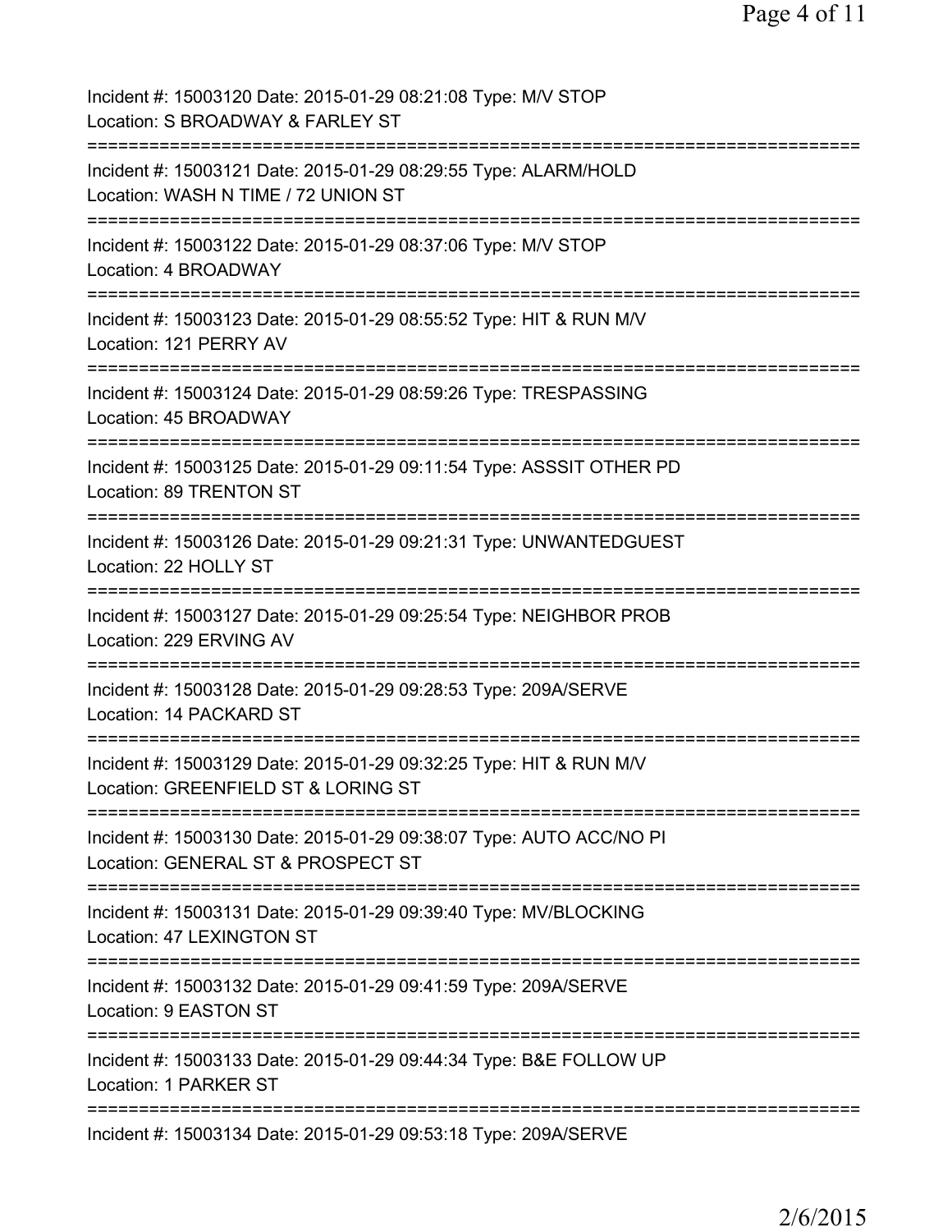Incident #: 15003120 Date: 2015-01-29 08:21:08 Type: M/V STOP
Location: S BROADWAY & FARLEY ST
===========================================================================
Incident #: 15003121 Date: 2015-01-29 08:29:55 Type: ALARM/HOLD
Location: WASH N TIME / 72 UNION ST
===========================================================================
Incident #: 15003122 Date: 2015-01-29 08:37:06 Type: M/V STOP
Location: 4 BROADWAY
===========================================================================
Incident #: 15003123 Date: 2015-01-29 08:55:52 Type: HIT & RUN M/V
Location: 121 PERRY AV
===========================================================================
Incident #: 15003124 Date: 2015-01-29 08:59:26 Type: TRESPASSING
Location: 45 BROADWAY
===========================================================================
Incident #: 15003125 Date: 2015-01-29 09:11:54 Type: ASSSIT OTHER PD
Location: 89 TRENTON ST
===========================================================================
Incident #: 15003126 Date: 2015-01-29 09:21:31 Type: UNWANTEDGUEST
Location: 22 HOLLY ST
===========================================================================
Incident #: 15003127 Date: 2015-01-29 09:25:54 Type: NEIGHBOR PROB
Location: 229 ERVING AV
===========================================================================
Incident #: 15003128 Date: 2015-01-29 09:28:53 Type: 209A/SERVE
Location: 14 PACKARD ST
===========================================================================
Incident #: 15003129 Date: 2015-01-29 09:32:25 Type: HIT & RUN M/V
Location: GREENFIELD ST & LORING ST
===========================================================================
Incident #: 15003130 Date: 2015-01-29 09:38:07 Type: AUTO ACC/NO PI
Location: GENERAL ST & PROSPECT ST
===========================================================================
Incident #: 15003131 Date: 2015-01-29 09:39:40 Type: MV/BLOCKING
Location: 47 LEXINGTON ST
===========================================================================
Incident #: 15003132 Date: 2015-01-29 09:41:59 Type: 209A/SERVE
Location: 9 EASTON ST
===========================================================================
Incident #: 15003133 Date: 2015-01-29 09:44:34 Type: B&E FOLLOW UP
Location: 1 PARKER ST
===========================================================================
Incident #: 15003134 Date: 2015-01-29 09:53:18 Type: 209A/SERVE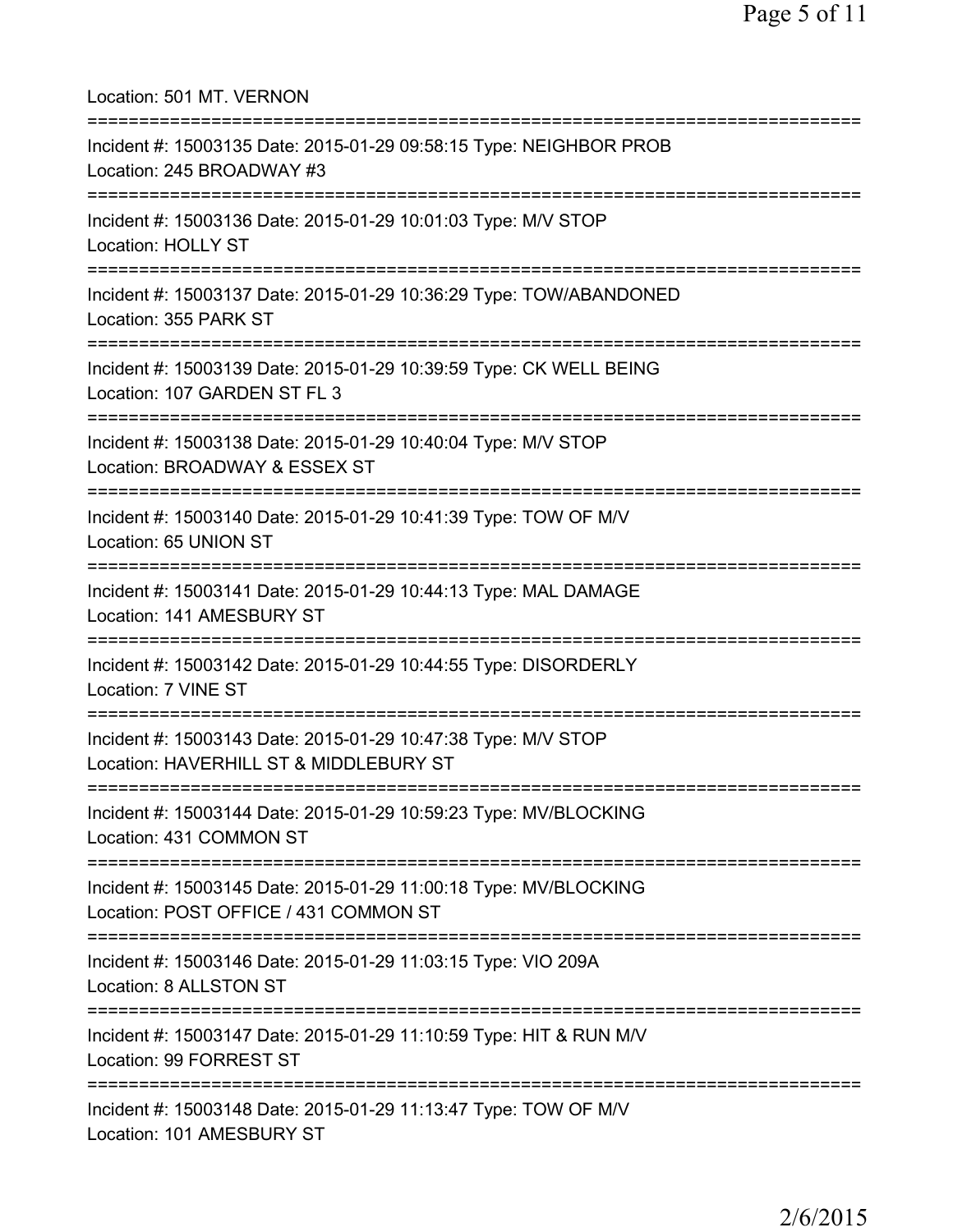Location: 501 MT. VERNON

===========================================================================

Incident #: 15003135 Date: 2015-01-29 09:58:15 Type: NEIGHBOR PROB
Location: 245 BROADWAY #3

===========================================================================

Incident #: 15003136 Date: 2015-01-29 10:01:03 Type: M/V STOP
Location: HOLLY ST

===========================================================================

Incident #: 15003137 Date: 2015-01-29 10:36:29 Type: TOW/ABANDONED
Location: 355 PARK ST

===========================================================================

Incident #: 15003139 Date: 2015-01-29 10:39:59 Type: CK WELL BEING
Location: 107 GARDEN ST FL 3

===========================================================================

Incident #: 15003138 Date: 2015-01-29 10:40:04 Type: M/V STOP
Location: BROADWAY & ESSEX ST

===========================================================================

Incident #: 15003140 Date: 2015-01-29 10:41:39 Type: TOW OF M/V
Location: 65 UNION ST

===========================================================================

Incident #: 15003141 Date: 2015-01-29 10:44:13 Type: MAL DAMAGE
Location: 141 AMESBURY ST

===========================================================================

Incident #: 15003142 Date: 2015-01-29 10:44:55 Type: DISORDERLY
Location: 7 VINE ST

===========================================================================

Incident #: 15003143 Date: 2015-01-29 10:47:38 Type: M/V STOP
Location: HAVERHILL ST & MIDDLEBURY ST

===========================================================================

Incident #: 15003144 Date: 2015-01-29 10:59:23 Type: MV/BLOCKING
Location: 431 COMMON ST

===========================================================================

Incident #: 15003145 Date: 2015-01-29 11:00:18 Type: MV/BLOCKING
Location: POST OFFICE / 431 COMMON ST

===========================================================================

Incident #: 15003146 Date: 2015-01-29 11:03:15 Type: VIO 209A
Location: 8 ALLSTON ST

===========================================================================

Incident #: 15003147 Date: 2015-01-29 11:10:59 Type: HIT & RUN M/V
Location: 99 FORREST ST

===========================================================================

Incident #: 15003148 Date: 2015-01-29 11:13:47 Type: TOW OF M/V
Location: 101 AMESBURY ST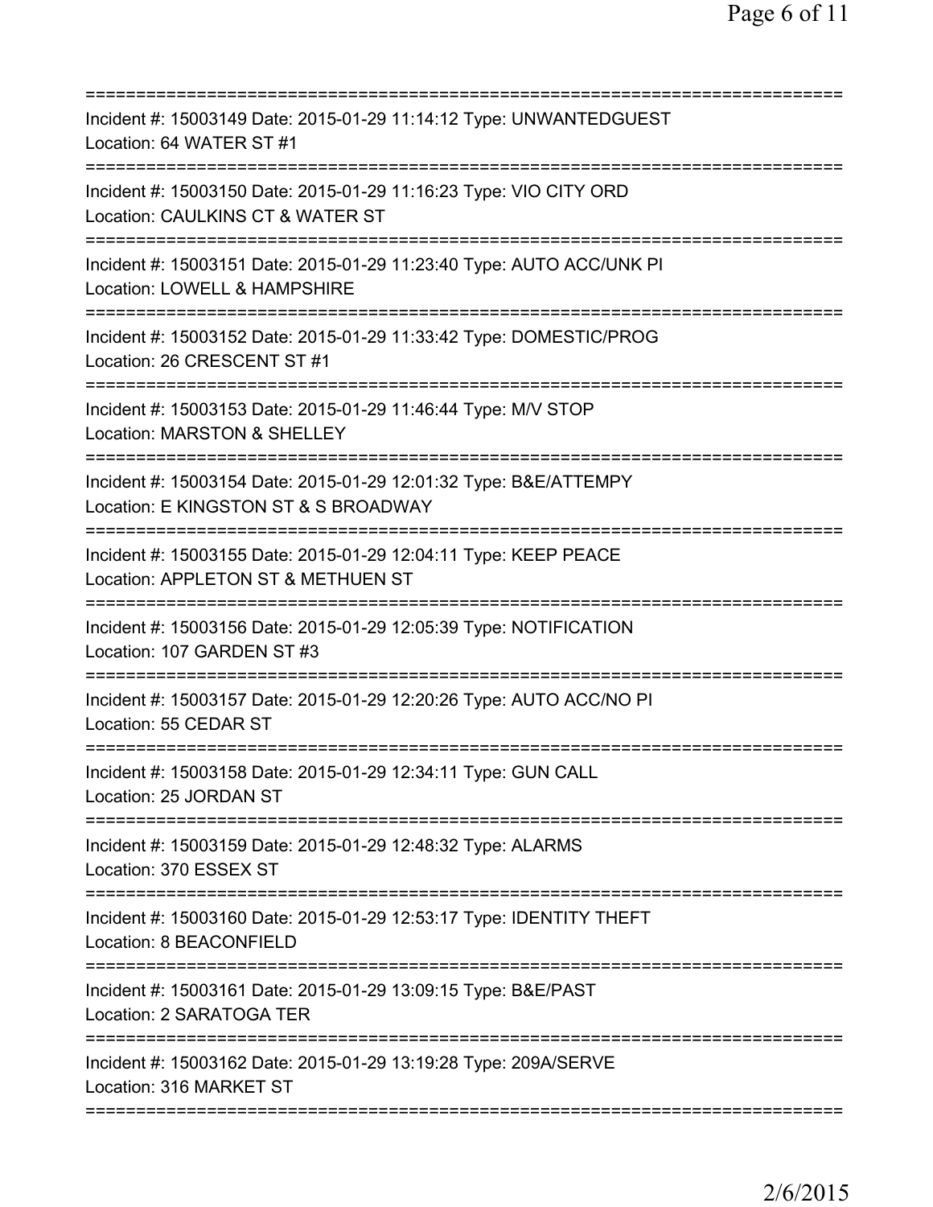===========================================================================
Incident #: 15003149 Date: 2015-01-29 11:14:12 Type: UNWANTEDGUEST
Location: 64 WATER ST #1
===========================================================================
Incident #: 15003150 Date: 2015-01-29 11:16:23 Type: VIO CITY ORD
Location: CAULKINS CT & WATER ST
===========================================================================
Incident #: 15003151 Date: 2015-01-29 11:23:40 Type: AUTO ACC/UNK PI
Location: LOWELL & HAMPSHIRE
===========================================================================
Incident #: 15003152 Date: 2015-01-29 11:33:42 Type: DOMESTIC/PROG
Location: 26 CRESCENT ST #1
===========================================================================
Incident #: 15003153 Date: 2015-01-29 11:46:44 Type: M/V STOP
Location: MARSTON & SHELLEY
===========================================================================
Incident #: 15003154 Date: 2015-01-29 12:01:32 Type: B&E/ATTEMPY
Location: E KINGSTON ST & S BROADWAY
===========================================================================
Incident #: 15003155 Date: 2015-01-29 12:04:11 Type: KEEP PEACE
Location: APPLETON ST & METHUEN ST
===========================================================================
Incident #: 15003156 Date: 2015-01-29 12:05:39 Type: NOTIFICATION
Location: 107 GARDEN ST #3
===========================================================================
Incident #: 15003157 Date: 2015-01-29 12:20:26 Type: AUTO ACC/NO PI
Location: 55 CEDAR ST
===========================================================================
Incident #: 15003158 Date: 2015-01-29 12:34:11 Type: GUN CALL
Location: 25 JORDAN ST
===========================================================================
Incident #: 15003159 Date: 2015-01-29 12:48:32 Type: ALARMS
Location: 370 ESSEX ST
===========================================================================
Incident #: 15003160 Date: 2015-01-29 12:53:17 Type: IDENTITY THEFT
Location: 8 BEACONFIELD
===========================================================================
Incident #: 15003161 Date: 2015-01-29 13:09:15 Type: B&E/PAST
Location: 2 SARATOGA TER
===========================================================================
Incident #: 15003162 Date: 2015-01-29 13:19:28 Type: 209A/SERVE
Location: 316 MARKET ST
===========================================================================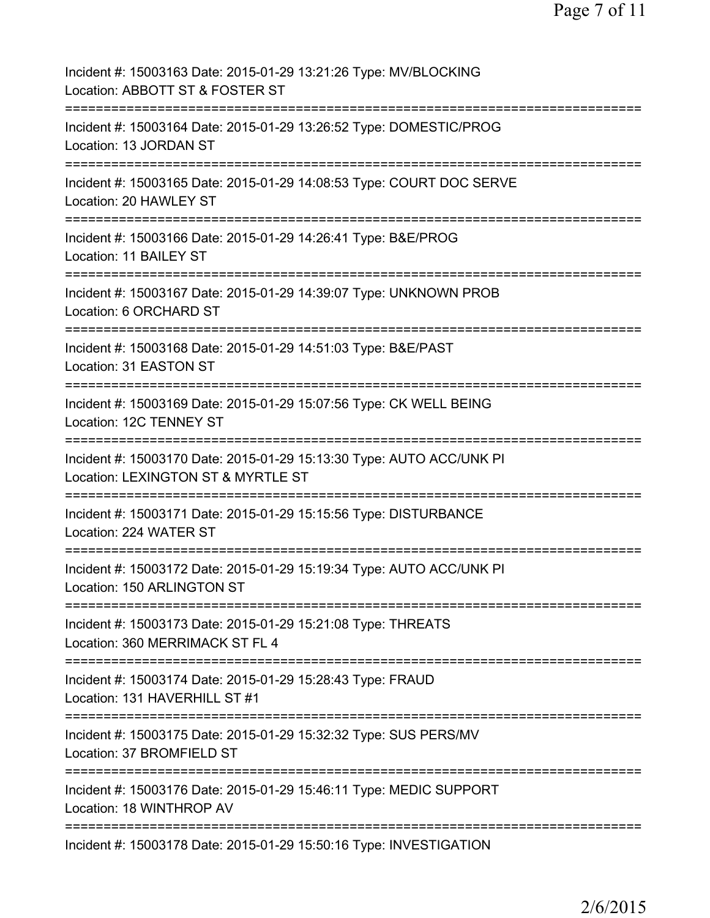Incident #: 15003163 Date: 2015-01-29 13:21:26 Type: MV/BLOCKING
Location: ABBOTT ST & FOSTER ST
===========================================================================
Incident #: 15003164 Date: 2015-01-29 13:26:52 Type: DOMESTIC/PROG
Location: 13 JORDAN ST
===========================================================================
Incident #: 15003165 Date: 2015-01-29 14:08:53 Type: COURT DOC SERVE
Location: 20 HAWLEY ST
===========================================================================
Incident #: 15003166 Date: 2015-01-29 14:26:41 Type: B&E/PROG
Location: 11 BAILEY ST
===========================================================================
Incident #: 15003167 Date: 2015-01-29 14:39:07 Type: UNKNOWN PROB
Location: 6 ORCHARD ST
===========================================================================
Incident #: 15003168 Date: 2015-01-29 14:51:03 Type: B&E/PAST
Location: 31 EASTON ST
===========================================================================
Incident #: 15003169 Date: 2015-01-29 15:07:56 Type: CK WELL BEING
Location: 12C TENNEY ST
===========================================================================
Incident #: 15003170 Date: 2015-01-29 15:13:30 Type: AUTO ACC/UNK PI
Location: LEXINGTON ST & MYRTLE ST
===========================================================================
Incident #: 15003171 Date: 2015-01-29 15:15:56 Type: DISTURBANCE
Location: 224 WATER ST
===========================================================================
Incident #: 15003172 Date: 2015-01-29 15:19:34 Type: AUTO ACC/UNK PI
Location: 150 ARLINGTON ST
===========================================================================
Incident #: 15003173 Date: 2015-01-29 15:21:08 Type: THREATS
Location: 360 MERRIMACK ST FL 4
===========================================================================
Incident #: 15003174 Date: 2015-01-29 15:28:43 Type: FRAUD
Location: 131 HAVERHILL ST #1
===========================================================================
Incident #: 15003175 Date: 2015-01-29 15:32:32 Type: SUS PERS/MV
Location: 37 BROMFIELD ST
===========================================================================
Incident #: 15003176 Date: 2015-01-29 15:46:11 Type: MEDIC SUPPORT
Location: 18 WINTHROP AV
===========================================================================
Incident #: 15003178 Date: 2015-01-29 15:50:16 Type: INVESTIGATION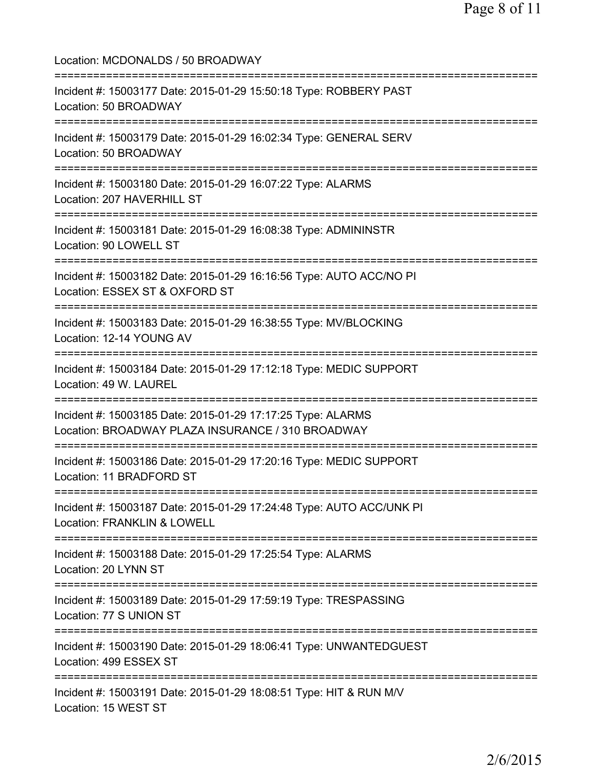Location: MCDONALDS / 50 BROADWAY

===========================================================================

Incident #: 15003177 Date: 2015-01-29 15:50:18 Type: ROBBERY PAST
Location: 50 BROADWAY

===========================================================================

Incident #: 15003179 Date: 2015-01-29 16:02:34 Type: GENERAL SERV
Location: 50 BROADWAY

===========================================================================

Incident #: 15003180 Date: 2015-01-29 16:07:22 Type: ALARMS
Location: 207 HAVERHILL ST

===========================================================================

Incident #: 15003181 Date: 2015-01-29 16:08:38 Type: ADMININSTR
Location: 90 LOWELL ST

===========================================================================

Incident #: 15003182 Date: 2015-01-29 16:16:56 Type: AUTO ACC/NO PI
Location: ESSEX ST & OXFORD ST

===========================================================================

Incident #: 15003183 Date: 2015-01-29 16:38:55 Type: MV/BLOCKING
Location: 12-14 YOUNG AV

===========================================================================

Incident #: 15003184 Date: 2015-01-29 17:12:18 Type: MEDIC SUPPORT
Location: 49 W. LAUREL

===========================================================================

Incident #: 15003185 Date: 2015-01-29 17:17:25 Type: ALARMS
Location: BROADWAY PLAZA INSURANCE / 310 BROADWAY

===========================================================================

Incident #: 15003186 Date: 2015-01-29 17:20:16 Type: MEDIC SUPPORT
Location: 11 BRADFORD ST

===========================================================================

Incident #: 15003187 Date: 2015-01-29 17:24:48 Type: AUTO ACC/UNK PI
Location: FRANKLIN & LOWELL

===========================================================================

Incident #: 15003188 Date: 2015-01-29 17:25:54 Type: ALARMS
Location: 20 LYNN ST

===========================================================================

Incident #: 15003189 Date: 2015-01-29 17:59:19 Type: TRESPASSING
Location: 77 S UNION ST

===========================================================================

Incident #: 15003190 Date: 2015-01-29 18:06:41 Type: UNWANTEDGUEST
Location: 499 ESSEX ST

===========================================================================

Incident #: 15003191 Date: 2015-01-29 18:08:51 Type: HIT & RUN M/V
Location: 15 WEST ST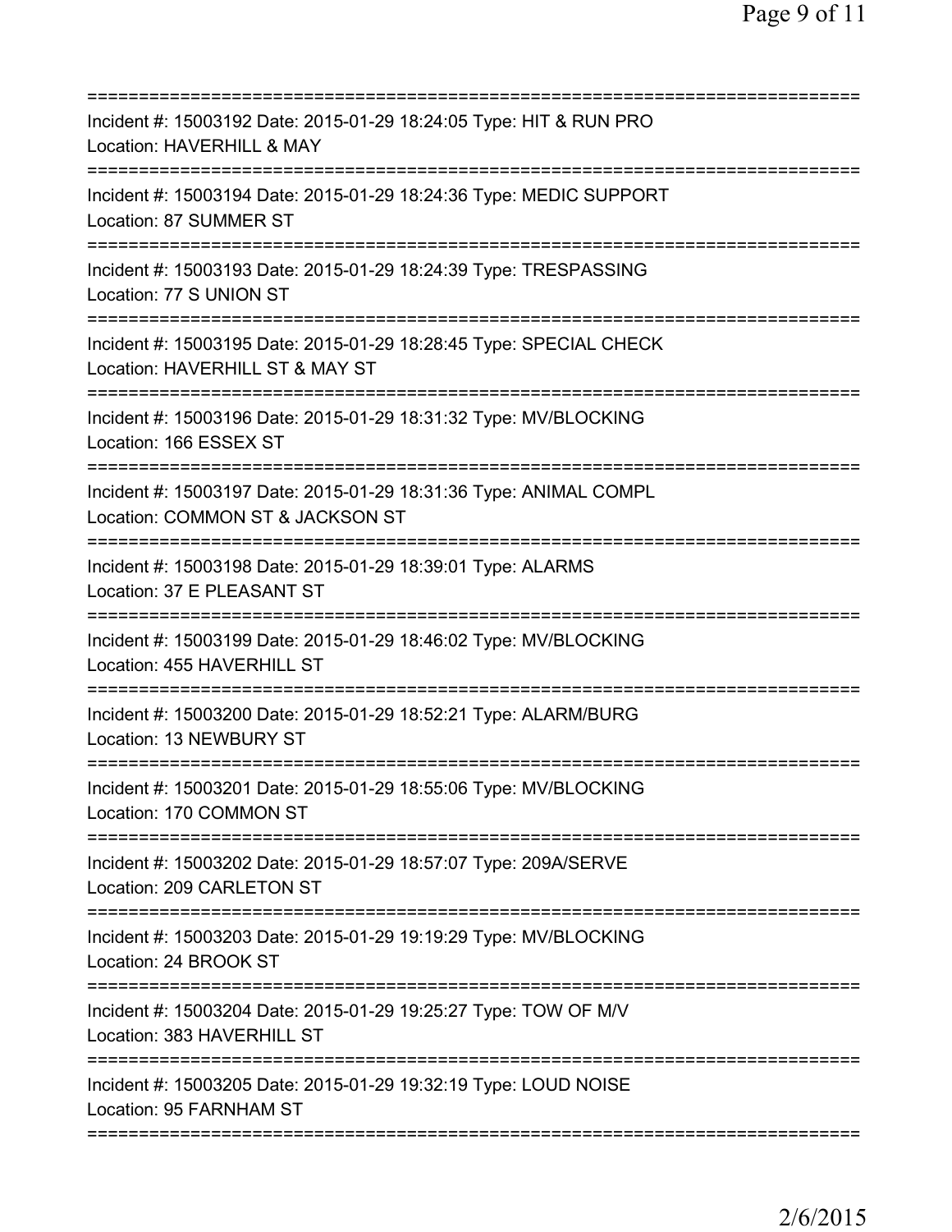===========================================================================
Incident #: 15003192 Date: 2015-01-29 18:24:05 Type: HIT & RUN PRO
Location: HAVERHILL & MAY
===========================================================================
Incident #: 15003194 Date: 2015-01-29 18:24:36 Type: MEDIC SUPPORT
Location: 87 SUMMER ST
===========================================================================
Incident #: 15003193 Date: 2015-01-29 18:24:39 Type: TRESPASSING
Location: 77 S UNION ST
===========================================================================
Incident #: 15003195 Date: 2015-01-29 18:28:45 Type: SPECIAL CHECK
Location: HAVERHILL ST & MAY ST
===========================================================================
Incident #: 15003196 Date: 2015-01-29 18:31:32 Type: MV/BLOCKING
Location: 166 ESSEX ST
===========================================================================
Incident #: 15003197 Date: 2015-01-29 18:31:36 Type: ANIMAL COMPL
Location: COMMON ST & JACKSON ST
===========================================================================
Incident #: 15003198 Date: 2015-01-29 18:39:01 Type: ALARMS
Location: 37 E PLEASANT ST
===========================================================================
Incident #: 15003199 Date: 2015-01-29 18:46:02 Type: MV/BLOCKING
Location: 455 HAVERHILL ST
===========================================================================
Incident #: 15003200 Date: 2015-01-29 18:52:21 Type: ALARM/BURG
Location: 13 NEWBURY ST
===========================================================================
Incident #: 15003201 Date: 2015-01-29 18:55:06 Type: MV/BLOCKING
Location: 170 COMMON ST
===========================================================================
Incident #: 15003202 Date: 2015-01-29 18:57:07 Type: 209A/SERVE
Location: 209 CARLETON ST
===========================================================================
Incident #: 15003203 Date: 2015-01-29 19:19:29 Type: MV/BLOCKING
Location: 24 BROOK ST
===========================================================================
Incident #: 15003204 Date: 2015-01-29 19:25:27 Type: TOW OF M/V
Location: 383 HAVERHILL ST
===========================================================================
Incident #: 15003205 Date: 2015-01-29 19:32:19 Type: LOUD NOISE
Location: 95 FARNHAM ST
===========================================================================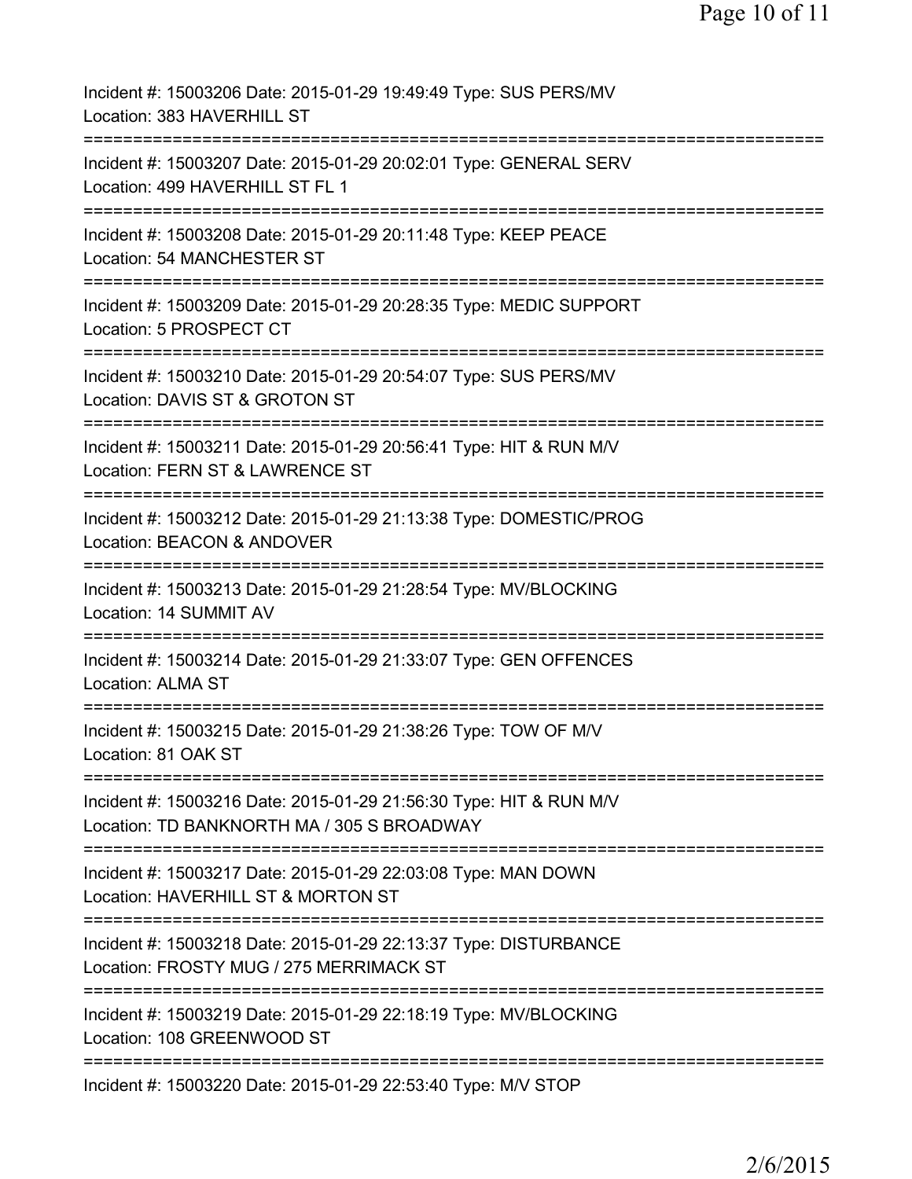Incident #: 15003206 Date: 2015-01-29 19:49:49 Type: SUS PERS/MV
Location: 383 HAVERHILL ST
===========================================================================
Incident #: 15003207 Date: 2015-01-29 20:02:01 Type: GENERAL SERV
Location: 499 HAVERHILL ST FL 1
===========================================================================
Incident #: 15003208 Date: 2015-01-29 20:11:48 Type: KEEP PEACE
Location: 54 MANCHESTER ST
===========================================================================
Incident #: 15003209 Date: 2015-01-29 20:28:35 Type: MEDIC SUPPORT
Location: 5 PROSPECT CT
===========================================================================
Incident #: 15003210 Date: 2015-01-29 20:54:07 Type: SUS PERS/MV
Location: DAVIS ST & GROTON ST
===========================================================================
Incident #: 15003211 Date: 2015-01-29 20:56:41 Type: HIT & RUN M/V
Location: FERN ST & LAWRENCE ST
===========================================================================
Incident #: 15003212 Date: 2015-01-29 21:13:38 Type: DOMESTIC/PROG
Location: BEACON & ANDOVER
===========================================================================
Incident #: 15003213 Date: 2015-01-29 21:28:54 Type: MV/BLOCKING
Location: 14 SUMMIT AV
===========================================================================
Incident #: 15003214 Date: 2015-01-29 21:33:07 Type: GEN OFFENCES
Location: ALMA ST
===========================================================================
Incident #: 15003215 Date: 2015-01-29 21:38:26 Type: TOW OF M/V
Location: 81 OAK ST
===========================================================================
Incident #: 15003216 Date: 2015-01-29 21:56:30 Type: HIT & RUN M/V
Location: TD BANKNORTH MA / 305 S BROADWAY
===========================================================================
Incident #: 15003217 Date: 2015-01-29 22:03:08 Type: MAN DOWN
Location: HAVERHILL ST & MORTON ST
===========================================================================
Incident #: 15003218 Date: 2015-01-29 22:13:37 Type: DISTURBANCE
Location: FROSTY MUG / 275 MERRIMACK ST
===========================================================================
Incident #: 15003219 Date: 2015-01-29 22:18:19 Type: MV/BLOCKING
Location: 108 GREENWOOD ST
===========================================================================
Incident #: 15003220 Date: 2015-01-29 22:53:40 Type: M/V STOP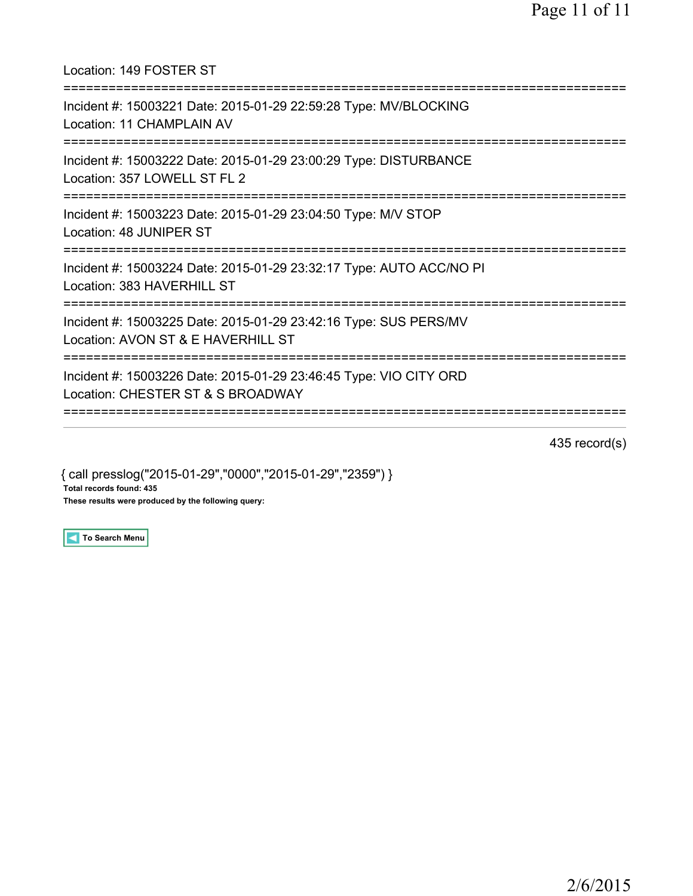Location: 149 FOSTER ST

===========================================================================

Incident #: 15003221 Date: 2015-01-29 22:59:28 Type: MV/BLOCKING
Location: 11 CHAMPLAIN AV

===========================================================================

Incident #: 15003222 Date: 2015-01-29 23:00:29 Type: DISTURBANCE
Location: 357 LOWELL ST FL 2

===========================================================================

Incident #: 15003223 Date: 2015-01-29 23:04:50 Type: M/V STOP
Location: 48 JUNIPER ST

===========================================================================

Incident #: 15003224 Date: 2015-01-29 23:32:17 Type: AUTO ACC/NO PI
Location: 383 HAVERHILL ST

===========================================================================

Incident #: 15003225 Date: 2015-01-29 23:42:16 Type: SUS PERS/MV
Location: AVON ST & E HAVERHILL ST

===========================================================================

Incident #: 15003226 Date: 2015-01-29 23:46:45 Type: VIO CITY ORD
Location: CHESTER ST & S BROADWAY

===========================================================================

435 record(s)

{ call presslog("2015-01-29","0000","2015-01-29","2359") }

**Total records found: 435**

**These results were produced by the following query:**

To Search Menu